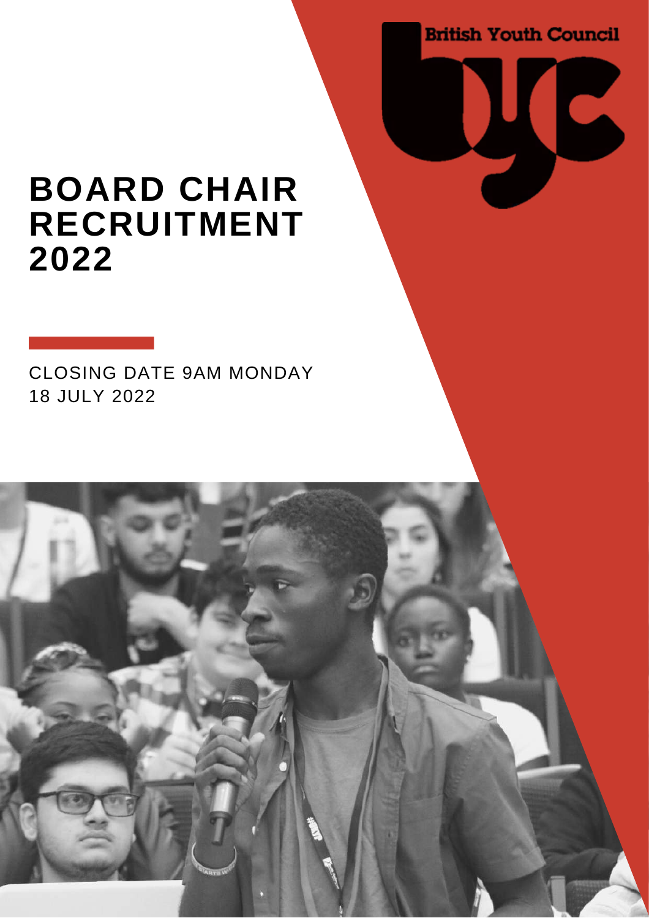British Youth Council

# BOARD CHAIR RECRUITMENT 2022

CLOSING DATE 9AM MONDAY 18 JULY 2022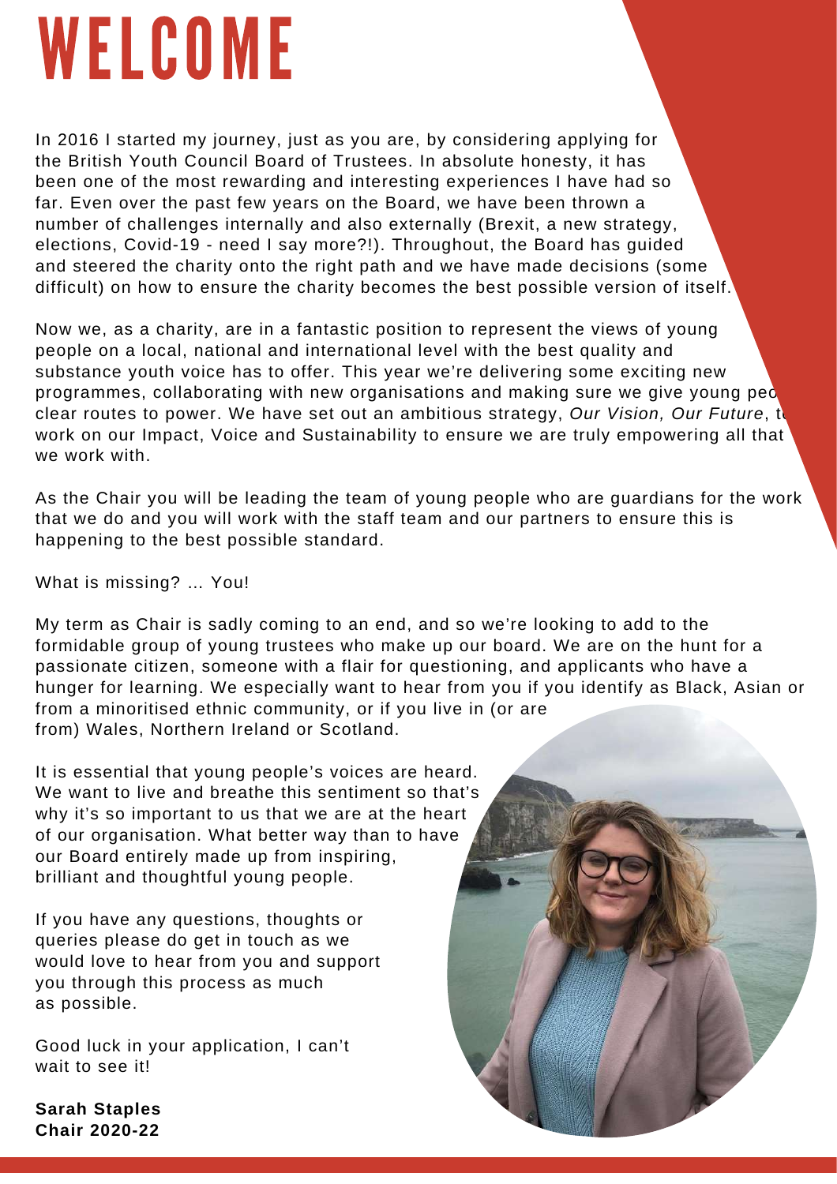# WELCOME

In 2016 I started my journey, just as you are, by considering applying for the British Youth Council Board of Trustees. In absolute honesty, it has been one of the most rewarding and interesting experiences I have had so far. Even over the past few years on the Board, we have been thrown a number of challenges internally and also externally (Brexit, a new strategy, elections, Covid-19 - need I say more?!). Throughout, the Board has guided and steered the charity onto the right path and we have made decisions (some difficult) on how to ensure the charity becomes the best possible version of itself.

Now we, as a charity, are in a fantastic position to represent the views of young people on a local, national and international level with the best quality and substance youth voice has to offer. This year we're delivering some exciting new programmes, collaborating with new organisations and making sure we give young people clear routes to power. We have set out an ambitious strategy, *Our Vision, Our Future*, to work on our Impact, Voice and Sustainability to ensure we are truly empowering all that we work with.

As the Chair you will be leading the team of young people who are guardians for the work that we do and you will work with the staff team and our partners to ensure this is happening to the best possible standard.

What is missing? ... You!

My term as Chair is sadly coming to an end, and so we're looking to add to the formidable group of young trustees who make up our board. We are on the hunt for a passionate citizen, someone with a flair for questioning, and applicants who have a hunger for learning. We especially want to hear from you if you identify as Black, Asian or from a minoritised ethnic community, or if you live in (or are from) Wales, Northern Ireland or Scotland.

It is essential that young people's voices are heard. We want to live and breathe this sentiment so that's why it's so important to us that we are at the heart of our organisation. What better way than to have our Board entirely made up from inspiring, brilliant and thoughtful young people.

If you have any questions, thoughts or queries please do get in touch as we would love to hear from you and support you through this process as much as possible.

Good luck in your application, I can't wait to see it!

**Sarah Staples**
**Chair 2020-22**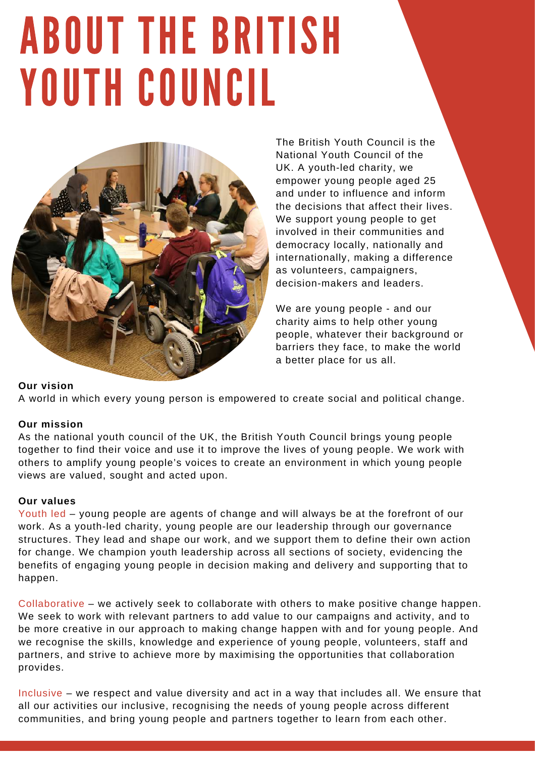# ABOUT THE BRITISH YOUTH COUNCIL

The British Youth Council is the National Youth Council of the UK. A youth-led charity, we empower young people aged 25 and under to influence and inform the decisions that affect their lives. We support young people to get involved in their communities and democracy locally, nationally and internationally, making a difference as volunteers, campaigners, decision-makers and leaders.

We are young people - and our charity aims to help other young people, whatever their background or barriers they face, to make the world a better place for us all.

**Our vision**

A world in which every young person is empowered to create social and political change.

**Our mission**

As the national youth council of the UK, the British Youth Council brings young people together to find their voice and use it to improve the lives of young people. We work with others to amplify young people's voices to create an environment in which young people views are valued, sought and acted upon.

**Our values**

Youth led – young people are agents of change and will always be at the forefront of our work. As a youth-led charity, young people are our leadership through our governance structures. They lead and shape our work, and we support them to define their own action for change. We champion youth leadership across all sections of society, evidencing the benefits of engaging young people in decision making and delivery and supporting that to happen.

Collaborative – we actively seek to collaborate with others to make positive change happen. We seek to work with relevant partners to add value to our campaigns and activity, and to be more creative in our approach to making change happen with and for young people. And we recognise the skills, knowledge and experience of young people, volunteers, staff and partners, and strive to achieve more by maximising the opportunities that collaboration provides.

Inclusive – we respect and value diversity and act in a way that includes all. We ensure that all our activities our inclusive, recognising the needs of young people across different communities, and bring young people and partners together to learn from each other.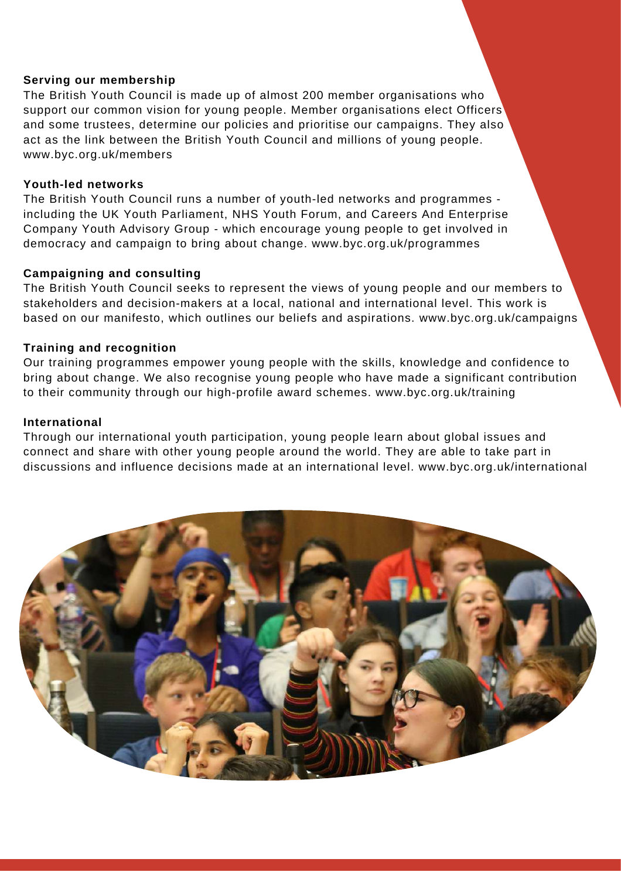**Serving our membership**

The British Youth Council is made up of almost 200 member organisations who support our common vision for young people. Member organisations elect Officers and some trustees, determine our policies and prioritise our campaigns. They also act as the link between the British Youth Council and millions of young people. www.byc.org.uk/members

**Youth-led networks**

The British Youth Council runs a number of youth-led networks and programmes - including the UK Youth Parliament, NHS Youth Forum, and Careers And Enterprise Company Youth Advisory Group - which encourage young people to get involved in democracy and campaign to bring about change. www.byc.org.uk/programmes

**Campaigning and consulting**

The British Youth Council seeks to represent the views of young people and our members to stakeholders and decision-makers at a local, national and international level. This work is based on our manifesto, which outlines our beliefs and aspirations. www.byc.org.uk/campaigns

**Training and recognition**

Our training programmes empower young people with the skills, knowledge and confidence to bring about change. We also recognise young people who have made a significant contribution to their community through our high-profile award schemes. www.byc.org.uk/training

**International**

Through our international youth participation, young people learn about global issues and connect and share with other young people around the world. They are able to take part in discussions and influence decisions made at an international level. www.byc.org.uk/international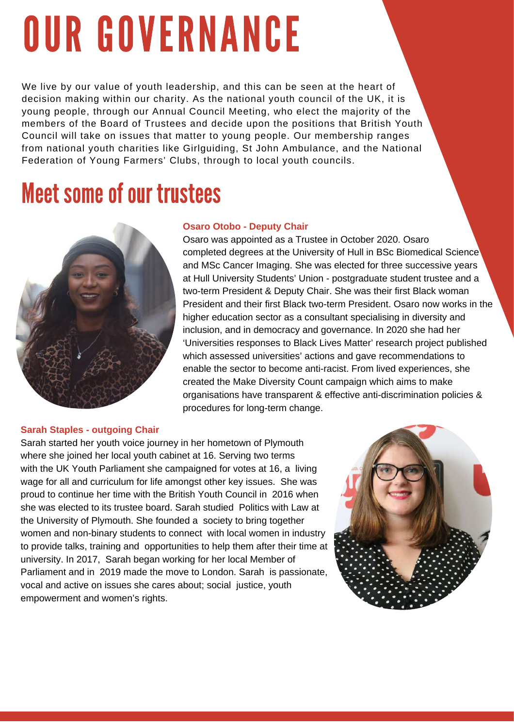# OUR GOVERNANCE

We live by our value of youth leadership, and this can be seen at the heart of decision making within our charity. As the national youth council of the UK, it is young people, through our Annual Council Meeting, who elect the majority of the members of the Board of Trustees and decide upon the positions that British Youth Council will take on issues that matter to young people. Our membership ranges from national youth charities like Girlguiding, St John Ambulance, and the National Federation of Young Farmers' Clubs, through to local youth councils.

## Meet some of our trustees

**Osaro Otobo - Deputy Chair**

Osaro was appointed as a Trustee in October 2020. Osaro completed degrees at the University of Hull in BSc Biomedical Science and MSc Cancer Imaging. She was elected for three successive years at Hull University Students' Union - postgraduate student trustee and a two-term President & Deputy Chair. She was their first Black woman President and their first Black two-term President. Osaro now works in the higher education sector as a consultant specialising in diversity and inclusion, and in democracy and governance. In 2020 she had her 'Universities responses to Black Lives Matter' research project published which assessed universities' actions and gave recommendations to enable the sector to become anti-racist. From lived experiences, she created the Make Diversity Count campaign which aims to make organisations have transparent & effective anti-discrimination policies & procedures for long-term change.

**Sarah Staples - outgoing Chair**

Sarah started her youth voice journey in her hometown of Plymouth where she joined her local youth cabinet at 16. Serving two terms with the UK Youth Parliament she campaigned for votes at 16, a living wage for all and curriculum for life amongst other key issues. She was proud to continue her time with the British Youth Council in 2016 when she was elected to its trustee board. Sarah studied Politics with Law at the University of Plymouth. She founded a society to bring together women and non-binary students to connect with local women in industry to provide talks, training and opportunities to help them after their time at university. In 2017, Sarah began working for her local Member of Parliament and in 2019 made the move to London. Sarah is passionate, vocal and active on issues she cares about; social justice, youth empowerment and women's rights.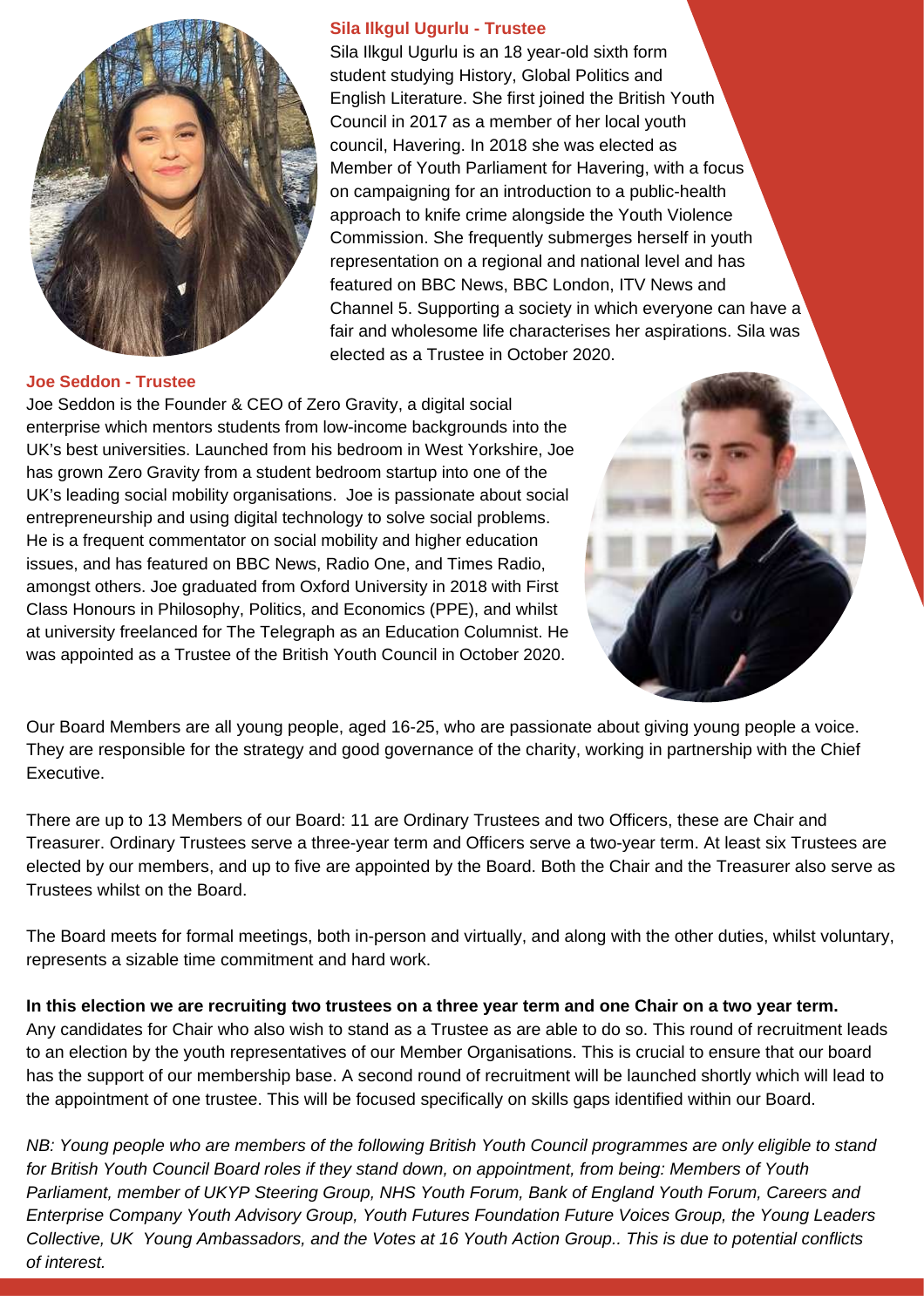### Sila Ilkgul Ugurlu - Trustee

Sila Ilkgul Ugurlu is an 18 year-old sixth form student studying History, Global Politics and English Literature. She first joined the British Youth Council in 2017 as a member of her local youth council, Havering. In 2018 she was elected as Member of Youth Parliament for Havering, with a focus on campaigning for an introduction to a public-health approach to knife crime alongside the Youth Violence Commission. She frequently submerges herself in youth representation on a regional and national level and has featured on BBC News, BBC London, ITV News and Channel 5. Supporting a society in which everyone can have a fair and wholesome life characterises her aspirations. Sila was elected as a Trustee in October 2020.

### Joe Seddon - Trustee

Joe Seddon is the Founder & CEO of Zero Gravity, a digital social enterprise which mentors students from low-income backgrounds into the UK's best universities. Launched from his bedroom in West Yorkshire, Joe has grown Zero Gravity from a student bedroom startup into one of the UK's leading social mobility organisations. Joe is passionate about social entrepreneurship and using digital technology to solve social problems. He is a frequent commentator on social mobility and higher education issues, and has featured on BBC News, Radio One, and Times Radio, amongst others. Joe graduated from Oxford University in 2018 with First Class Honours in Philosophy, Politics, and Economics (PPE), and whilst at university freelanced for The Telegraph as an Education Columnist. He was appointed as a Trustee of the British Youth Council in October 2020.

Our Board Members are all young people, aged 16-25, who are passionate about giving young people a voice. They are responsible for the strategy and good governance of the charity, working in partnership with the Chief Executive.

There are up to 13 Members of our Board: 11 are Ordinary Trustees and two Officers, these are Chair and Treasurer. Ordinary Trustees serve a three-year term and Officers serve a two-year term. At least six Trustees are elected by our members, and up to five are appointed by the Board. Both the Chair and the Treasurer also serve as Trustees whilst on the Board.

The Board meets for formal meetings, both in-person and virtually, and along with the other duties, whilst voluntary, represents a sizable time commitment and hard work.

**In this election we are recruiting two trustees on a three year term and one Chair on a two year term.** Any candidates for Chair who also wish to stand as a Trustee as are able to do so. This round of recruitment leads to an election by the youth representatives of our Member Organisations. This is crucial to ensure that our board has the support of our membership base. A second round of recruitment will be launched shortly which will lead to the appointment of one trustee. This will be focused specifically on skills gaps identified within our Board.

*NB: Young people who are members of the following British Youth Council programmes are only eligible to stand for British Youth Council Board roles if they stand down, on appointment, from being: Members of Youth Parliament, member of UKYP Steering Group, NHS Youth Forum, Bank of England Youth Forum, Careers and Enterprise Company Youth Advisory Group, Youth Futures Foundation Future Voices Group, the Young Leaders Collective, UK Young Ambassadors, and the Votes at 16 Youth Action Group.. This is due to potential conflicts of interest.*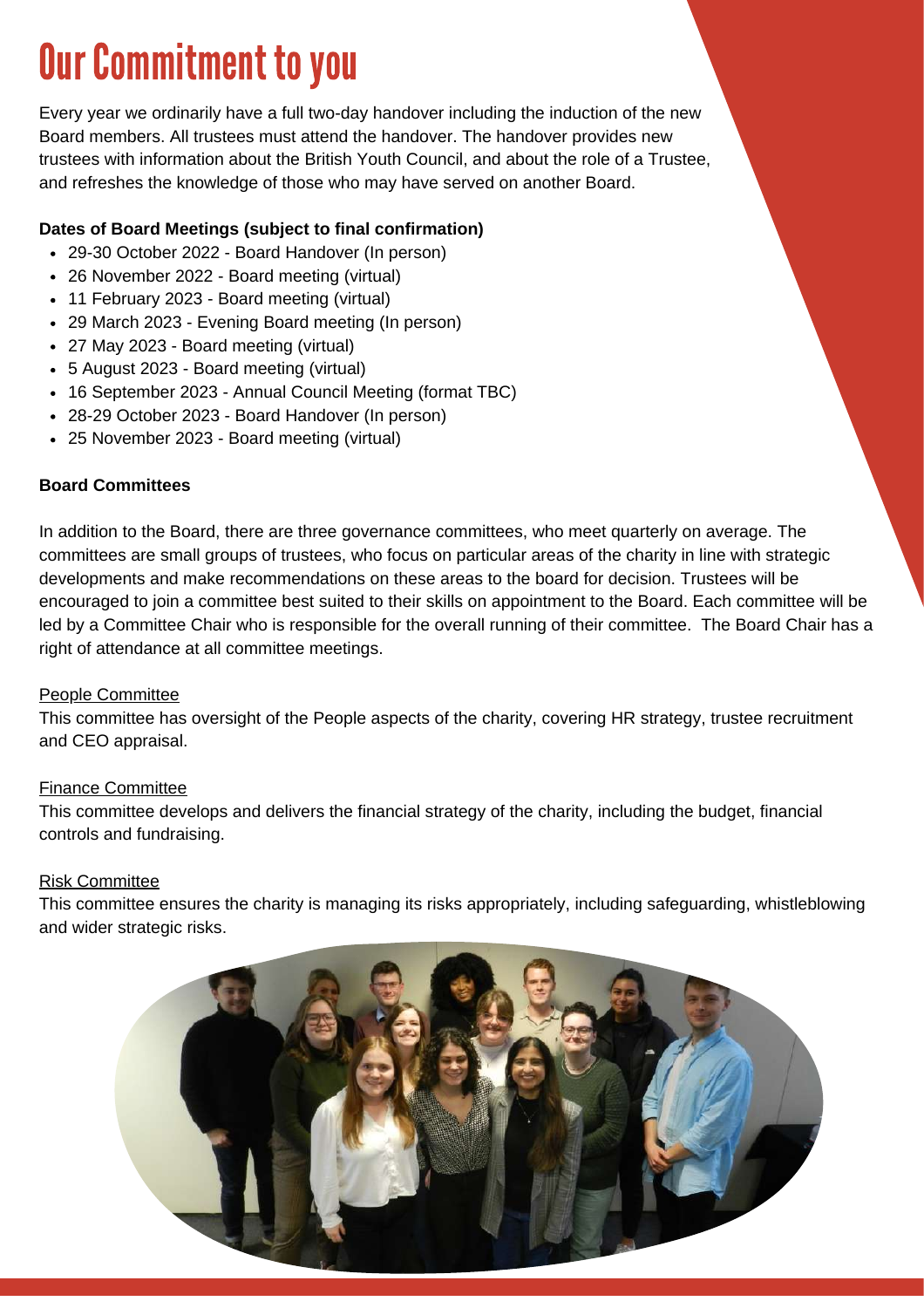# Our Commitment to you

Every year we ordinarily have a full two-day handover including the induction of the new Board members. All trustees must attend the handover. The handover provides new trustees with information about the British Youth Council, and about the role of a Trustee, and refreshes the knowledge of those who may have served on another Board.

**Dates of Board Meetings (subject to final confirmation)**

- 29-30 October 2022 - Board Handover (In person)
- 26 November 2022 - Board meeting (virtual)
- 11 February 2023 - Board meeting (virtual)
- 29 March 2023 - Evening Board meeting (In person)
- 27 May 2023 - Board meeting (virtual)
- 5 August 2023 - Board meeting (virtual)
- 16 September 2023 - Annual Council Meeting (format TBC)
- 28-29 October 2023 - Board Handover (In person)
- 25 November 2023 - Board meeting (virtual)

**Board Committees**

In addition to the Board, there are three governance committees, who meet quarterly on average. The committees are small groups of trustees, who focus on particular areas of the charity in line with strategic developments and make recommendations on these areas to the board for decision. Trustees will be encouraged to join a committee best suited to their skills on appointment to the Board. Each committee will be led by a Committee Chair who is responsible for the overall running of their committee. The Board Chair has a right of attendance at all committee meetings.

<u>People Committee</u>
This committee has oversight of the People aspects of the charity, covering HR strategy, trustee recruitment and CEO appraisal.

<u>Finance Committee</u>
This committee develops and delivers the financial strategy of the charity, including the budget, financial controls and fundraising.

<u>Risk Committee</u>
This committee ensures the charity is managing its risks appropriately, including safeguarding, whistleblowing and wider strategic risks.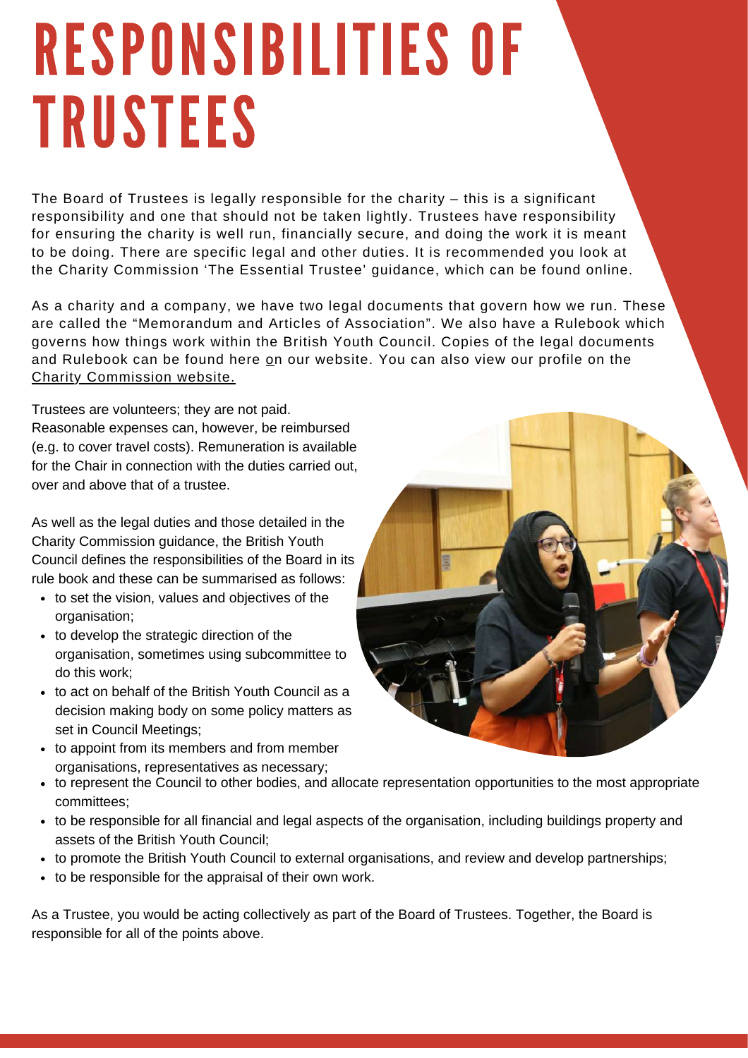# RESPONSIBILITIES OF TRUSTEES

The Board of Trustees is legally responsible for the charity – this is a significant responsibility and one that should not be taken lightly. Trustees have responsibility for ensuring the charity is well run, financially secure, and doing the work it is meant to be doing. There are specific legal and other duties. It is recommended you look at the Charity Commission 'The Essential Trustee' guidance, which can be found online.

As a charity and a company, we have two legal documents that govern how we run. These are called the "Memorandum and Articles of Association". We also have a Rulebook which governs how things work within the British Youth Council. Copies of the legal documents and Rulebook can be found here on our website. You can also view our profile on the Charity Commission website.

Trustees are volunteers; they are not paid. Reasonable expenses can, however, be reimbursed (e.g. to cover travel costs). Remuneration is available for the Chair in connection with the duties carried out, over and above that of a trustee.

As well as the legal duties and those detailed in the Charity Commission guidance, the British Youth Council defines the responsibilities of the Board in its rule book and these can be summarised as follows:

- to set the vision, values and objectives of the organisation;
- to develop the strategic direction of the organisation, sometimes using subcommittee to do this work;
- to act on behalf of the British Youth Council as a decision making body on some policy matters as set in Council Meetings;
- to appoint from its members and from member organisations, representatives as necessary;
- to represent the Council to other bodies, and allocate representation opportunities to the most appropriate committees;
- to be responsible for all financial and legal aspects of the organisation, including buildings property and assets of the British Youth Council;
- to promote the British Youth Council to external organisations, and review and develop partnerships;
- to be responsible for the appraisal of their own work.

As a Trustee, you would be acting collectively as part of the Board of Trustees. Together, the Board is responsible for all of the points above.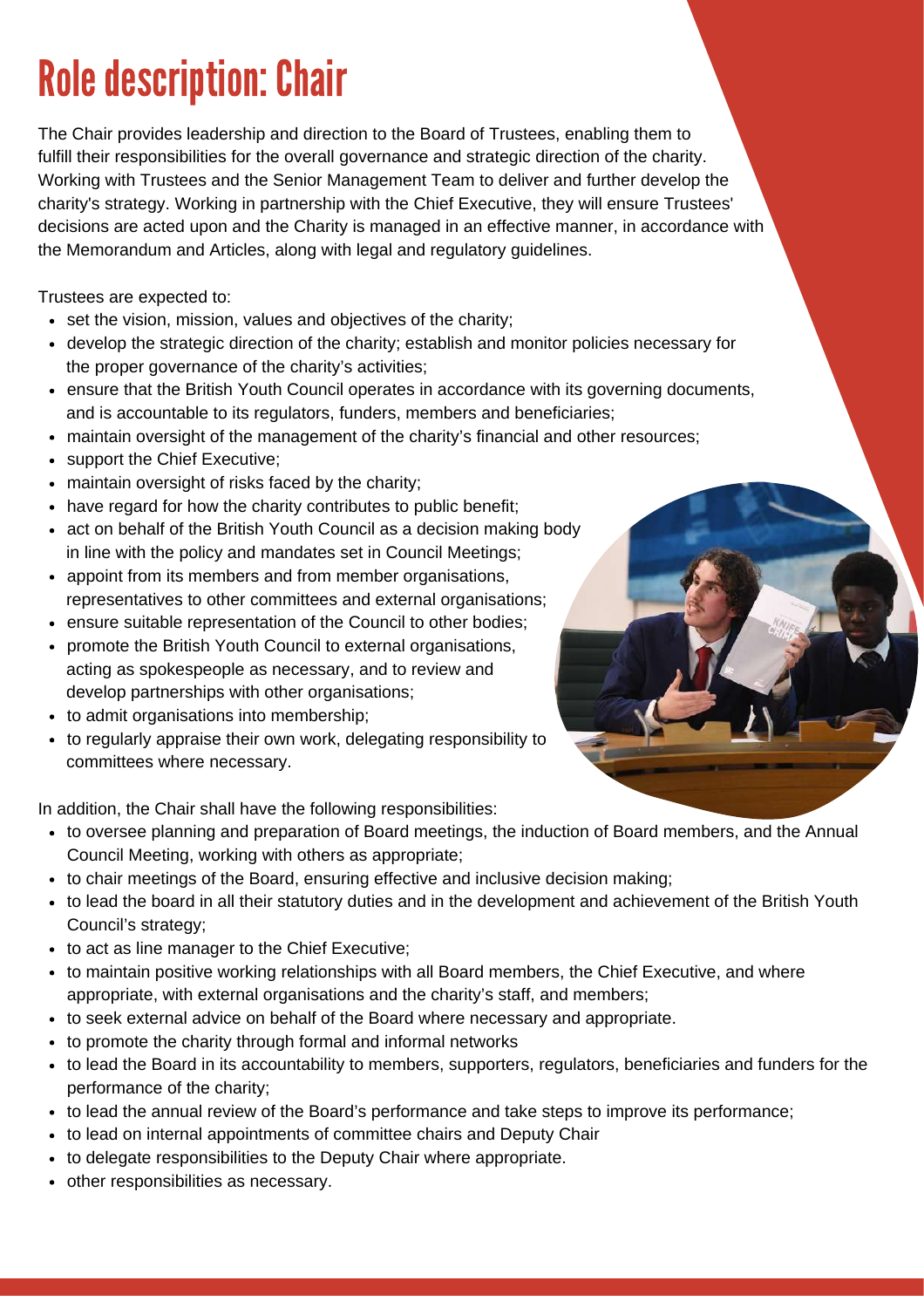# Role description: Chair

The Chair provides leadership and direction to the Board of Trustees, enabling them to fulfill their responsibilities for the overall governance and strategic direction of the charity. Working with Trustees and the Senior Management Team to deliver and further develop the charity's strategy. Working in partnership with the Chief Executive, they will ensure Trustees' decisions are acted upon and the Charity is managed in an effective manner, in accordance with the Memorandum and Articles, along with legal and regulatory guidelines.

Trustees are expected to:

- set the vision, mission, values and objectives of the charity;
- develop the strategic direction of the charity; establish and monitor policies necessary for the proper governance of the charity's activities;
- ensure that the British Youth Council operates in accordance with its governing documents, and is accountable to its regulators, funders, members and beneficiaries;
- maintain oversight of the management of the charity's financial and other resources;
- support the Chief Executive;
- maintain oversight of risks faced by the charity;
- have regard for how the charity contributes to public benefit;
- act on behalf of the British Youth Council as a decision making body in line with the policy and mandates set in Council Meetings;
- appoint from its members and from member organisations, representatives to other committees and external organisations;
- ensure suitable representation of the Council to other bodies;
- promote the British Youth Council to external organisations, acting as spokespeople as necessary, and to review and develop partnerships with other organisations;
- to admit organisations into membership;
- to regularly appraise their own work, delegating responsibility to committees where necessary.

In addition, the Chair shall have the following responsibilities:

- to oversee planning and preparation of Board meetings, the induction of Board members, and the Annual Council Meeting, working with others as appropriate;
- to chair meetings of the Board, ensuring effective and inclusive decision making;
- to lead the board in all their statutory duties and in the development and achievement of the British Youth Council's strategy;
- to act as line manager to the Chief Executive;
- to maintain positive working relationships with all Board members, the Chief Executive, and where appropriate, with external organisations and the charity's staff, and members;
- to seek external advice on behalf of the Board where necessary and appropriate.
- to promote the charity through formal and informal networks
- to lead the Board in its accountability to members, supporters, regulators, beneficiaries and funders for the performance of the charity;
- to lead the annual review of the Board's performance and take steps to improve its performance;
- to lead on internal appointments of committee chairs and Deputy Chair
- to delegate responsibilities to the Deputy Chair where appropriate.
- other responsibilities as necessary.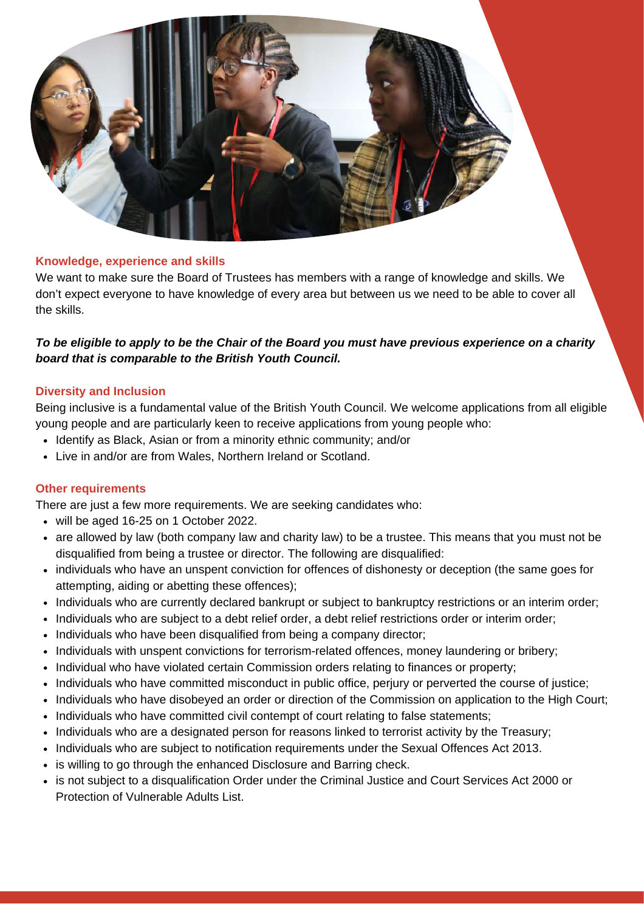### Knowledge, experience and skills

We want to make sure the Board of Trustees has members with a range of knowledge and skills. We don't expect everyone to have knowledge of every area but between us we need to be able to cover all the skills.

***To be eligible to apply to be the Chair of the Board you must have previous experience on a charity board that is comparable to the British Youth Council.***

### Diversity and Inclusion

Being inclusive is a fundamental value of the British Youth Council. We welcome applications from all eligible young people and are particularly keen to receive applications from young people who:

- Identify as Black, Asian or from a minority ethnic community; and/or
- Live in and/or are from Wales, Northern Ireland or Scotland.

### Other requirements

There are just a few more requirements. We are seeking candidates who:

- will be aged 16-25 on 1 October 2022.
- are allowed by law (both company law and charity law) to be a trustee. This means that you must not be disqualified from being a trustee or director. The following are disqualified:
- individuals who have an unspent conviction for offences of dishonesty or deception (the same goes for attempting, aiding or abetting these offences);
- Individuals who are currently declared bankrupt or subject to bankruptcy restrictions or an interim order;
- Individuals who are subject to a debt relief order, a debt relief restrictions order or interim order;
- Individuals who have been disqualified from being a company director;
- Individuals with unspent convictions for terrorism-related offences, money laundering or bribery;
- Individual who have violated certain Commission orders relating to finances or property;
- Individuals who have committed misconduct in public office, perjury or perverted the course of justice;
- Individuals who have disobeyed an order or direction of the Commission on application to the High Court;
- Individuals who have committed civil contempt of court relating to false statements;
- Individuals who are a designated person for reasons linked to terrorist activity by the Treasury;
- Individuals who are subject to notification requirements under the Sexual Offences Act 2013.
- is willing to go through the enhanced Disclosure and Barring check.
- is not subject to a disqualification Order under the Criminal Justice and Court Services Act 2000 or Protection of Vulnerable Adults List.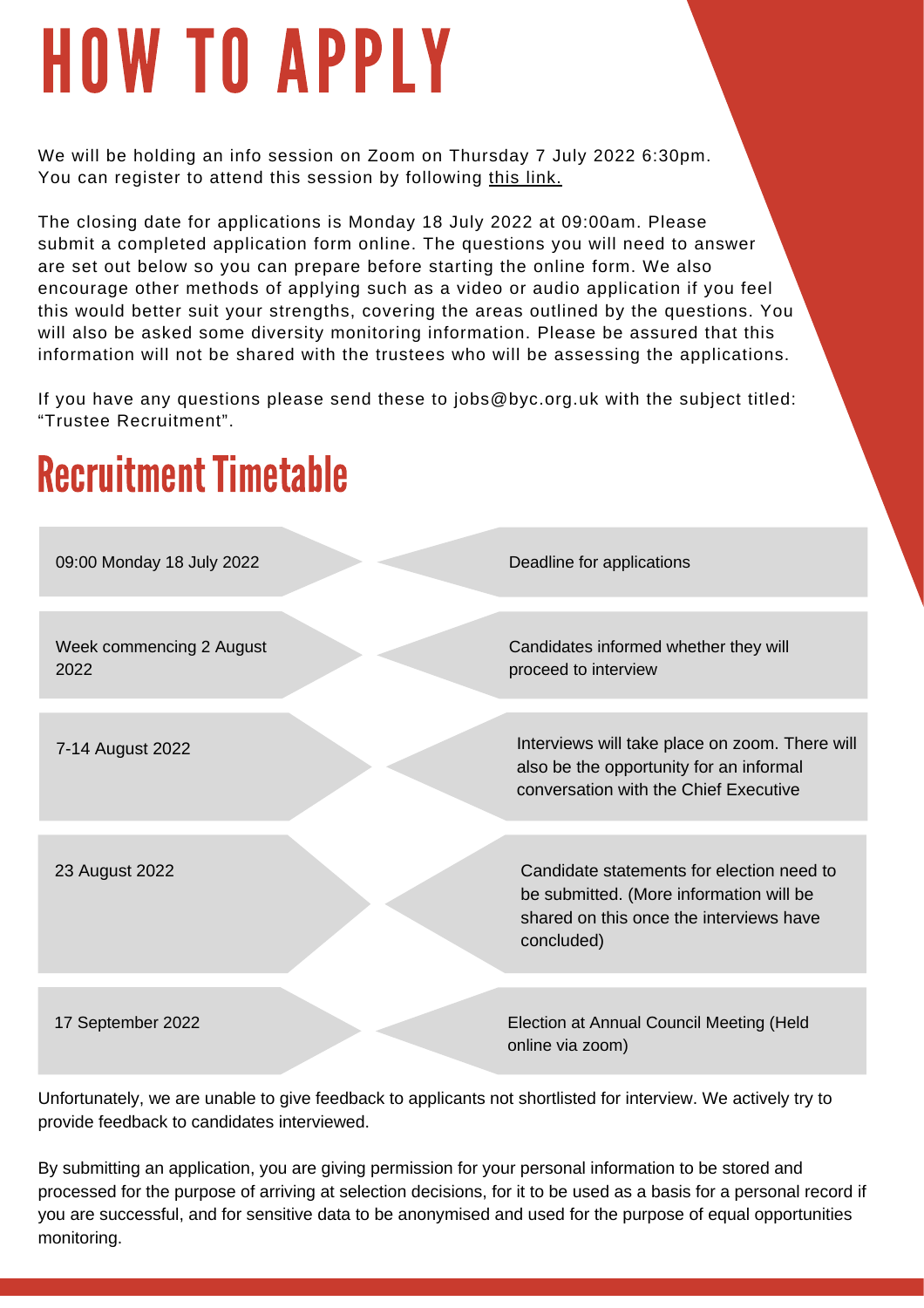# HOW TO APPLY

We will be holding an info session on Zoom on Thursday 7 July 2022 6:30pm. You can register to attend this session by following this link.

The closing date for applications is Monday 18 July 2022 at 09:00am. Please submit a completed application form online. The questions you will need to answer are set out below so you can prepare before starting the online form. We also encourage other methods of applying such as a video or audio application if you feel this would better suit your strengths, covering the areas outlined by the questions. You will also be asked some diversity monitoring information. Please be assured that this information will not be shared with the trustees who will be assessing the applications.

If you have any questions please send these to jobs@byc.org.uk with the subject titled: "Trustee Recruitment".

## Recruitment Timetable

| Date | Stage |
| --- | --- |
| 09:00 Monday 18 July 2022 | Deadline for applications |
| Week commencing 2 August 2022 | Candidates informed whether they will proceed to interview |
| 7-14 August 2022 | Interviews will take place on zoom. There will also be the opportunity for an informal conversation with the Chief Executive |
| 23 August 2022 | Candidate statements for election need to be submitted. (More information will be shared on this once the interviews have concluded) |
| 17 September 2022 | Election at Annual Council Meeting (Held online via zoom) |

Unfortunately, we are unable to give feedback to applicants not shortlisted for interview. We actively try to provide feedback to candidates interviewed.

By submitting an application, you are giving permission for your personal information to be stored and processed for the purpose of arriving at selection decisions, for it to be used as a basis for a personal record if you are successful, and for sensitive data to be anonymised and used for the purpose of equal opportunities monitoring.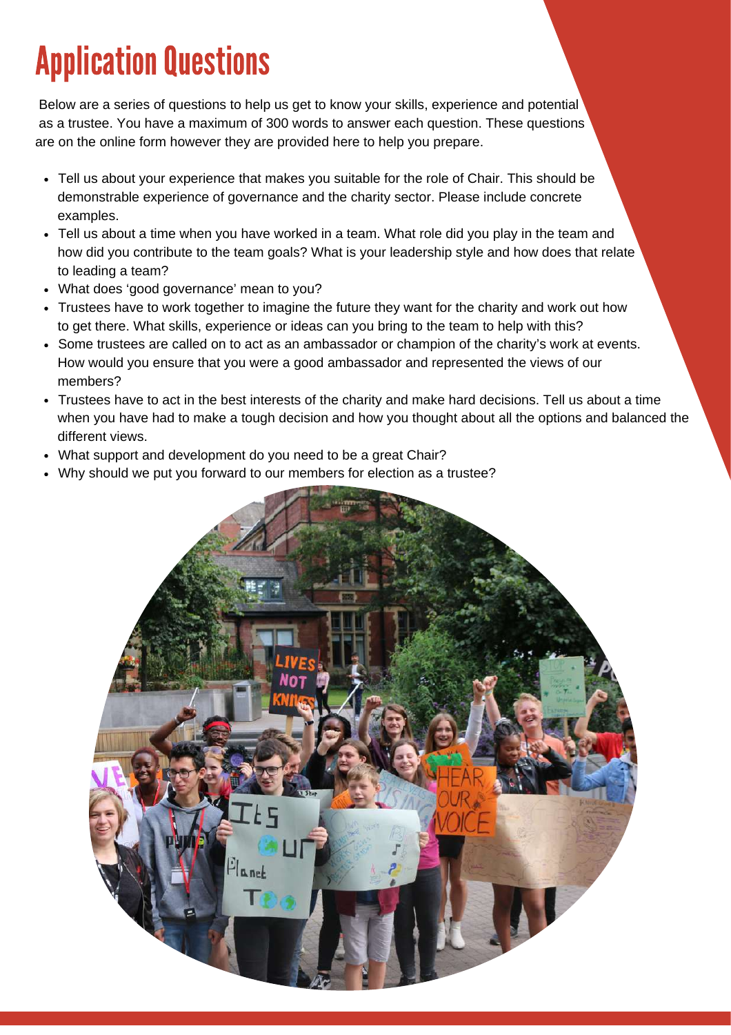# Application Questions

Below are a series of questions to help us get to know your skills, experience and potential as a trustee. You have a maximum of 300 words to answer each question. These questions are on the online form however they are provided here to help you prepare.

- Tell us about your experience that makes you suitable for the role of Chair. This should be demonstrable experience of governance and the charity sector. Please include concrete examples.
- Tell us about a time when you have worked in a team. What role did you play in the team and how did you contribute to the team goals? What is your leadership style and how does that relate to leading a team?
- What does 'good governance' mean to you?
- Trustees have to work together to imagine the future they want for the charity and work out how to get there. What skills, experience or ideas can you bring to the team to help with this?
- Some trustees are called on to act as an ambassador or champion of the charity's work at events. How would you ensure that you were a good ambassador and represented the views of our members?
- Trustees have to act in the best interests of the charity and make hard decisions. Tell us about a time when you have had to make a tough decision and how you thought about all the options and balanced the different views.
- What support and development do you need to be a great Chair?
- Why should we put you forward to our members for election as a trustee?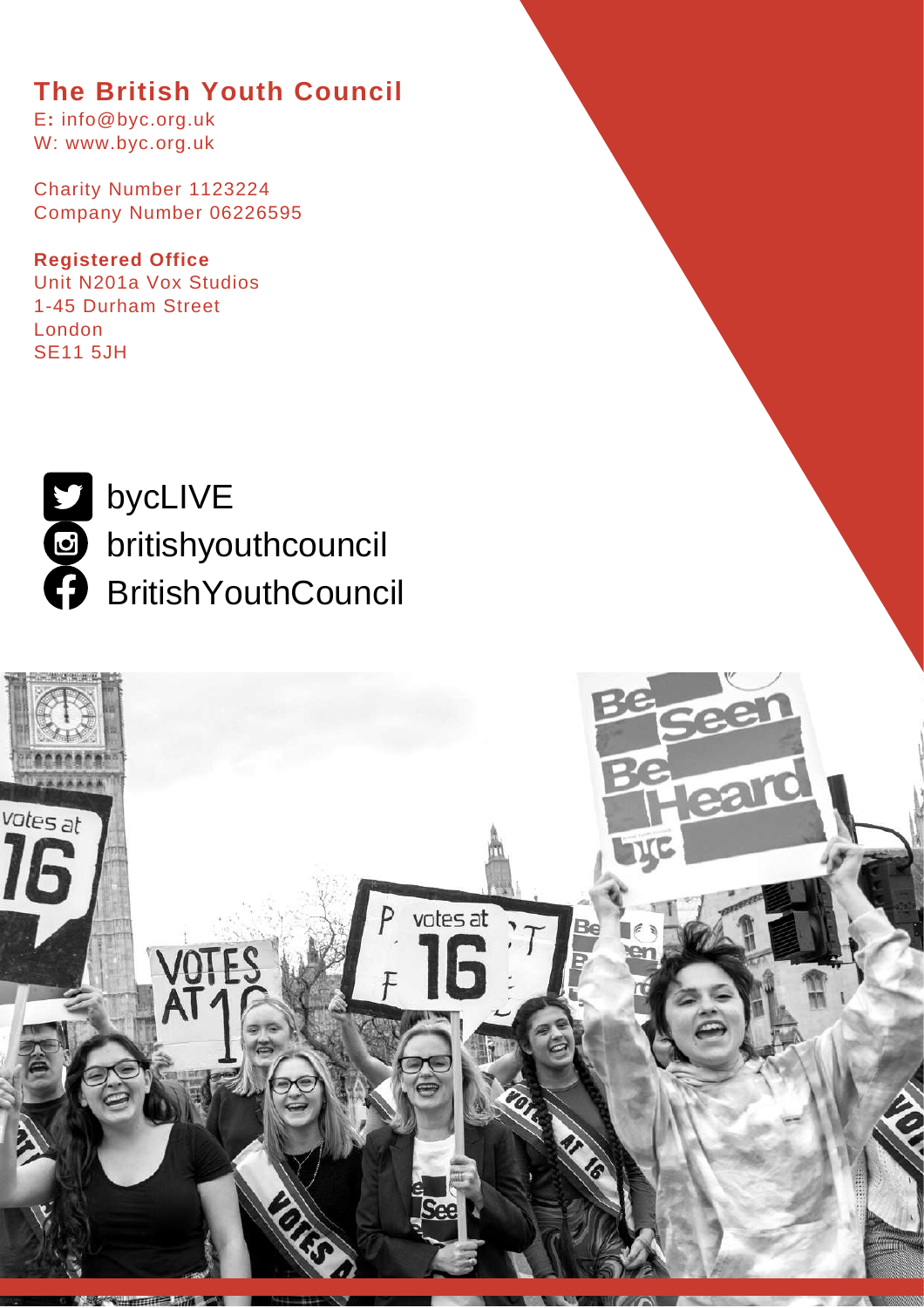## The British Youth Council

E: info@byc.org.uk
W: www.byc.org.uk

Charity Number 1123224
Company Number 06226595

**Registered Office**
Unit N201a Vox Studios
1-45 Durham Street
London
SE11 5JH

bycLIVE
britishyouthcouncil
BritishYouthCouncil